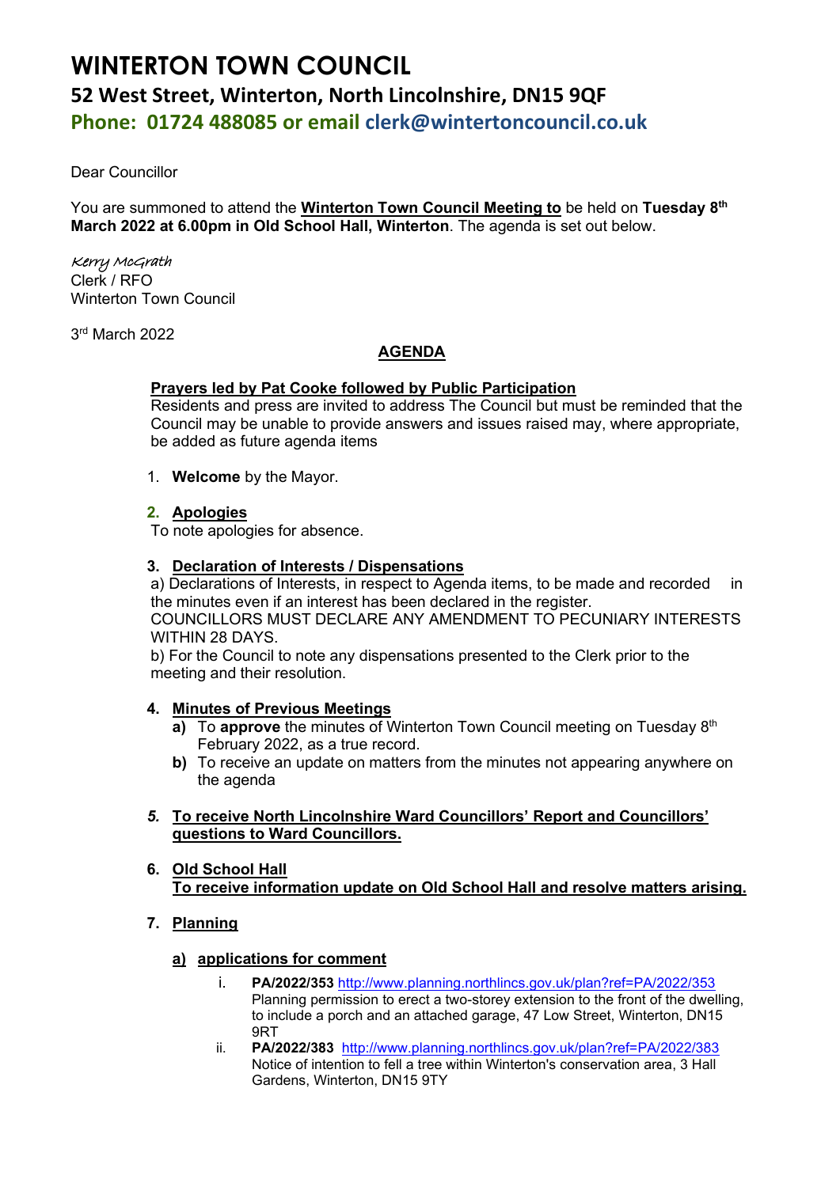# WINTERTON TOWN COUNCIL

## 52 West Street, Winterton, North Lincolnshire, DN15 9QF

**Phone: 01724 488085 or email clerk@wintertoncouncil.co.uk**

Dear Councillor

You are summoned to attend the **Winterton Town Council Meeting to** be held on **Tuesday 8th March 2022 at 6.00pm in Old School Hall, Winterton**. The agenda is set out below.

*Kerry McGrath*
Clerk / RFO
Winterton Town Council

3rd March 2022

## AGENDA

**Prayers led by Pat Cooke followed by Public Participation**
Residents and press are invited to address The Council but must be reminded that the Council may be unable to provide answers and issues raised may, where appropriate, be added as future agenda items

1. **Welcome** by the Mayor.

2. **Apologies**
To note apologies for absence.

3. **Declaration of Interests / Dispensations**
a) Declarations of Interests, in respect to Agenda items, to be made and recorded in the minutes even if an interest has been declared in the register.
COUNCILLORS MUST DECLARE ANY AMENDMENT TO PECUNIARY INTERESTS WITHIN 28 DAYS.
b) For the Council to note any dispensations presented to the Clerk prior to the meeting and their resolution.

4. **Minutes of Previous Meetings**
   - **a)** To **approve** the minutes of Winterton Town Council meeting on Tuesday 8th February 2022, as a true record.
   - **b)** To receive an update on matters from the minutes not appearing anywhere on the agenda

5. ***To receive North Lincolnshire Ward Councillors' Report and Councillors' questions to Ward Councillors.***

6. **Old School Hall**
**To receive information update on Old School Hall and resolve matters arising.**

7. **Planning**

   **a) applications for comment**

   i. **PA/2022/353** http://www.planning.northlincs.gov.uk/plan?ref=PA/2022/353
   Planning permission to erect a two-storey extension to the front of the dwelling, to include a porch and an attached garage, 47 Low Street, Winterton, DN15 9RT

   ii. **PA/2022/383** http://www.planning.northlincs.gov.uk/plan?ref=PA/2022/383
   Notice of intention to fell a tree within Winterton's conservation area, 3 Hall Gardens, Winterton, DN15 9TY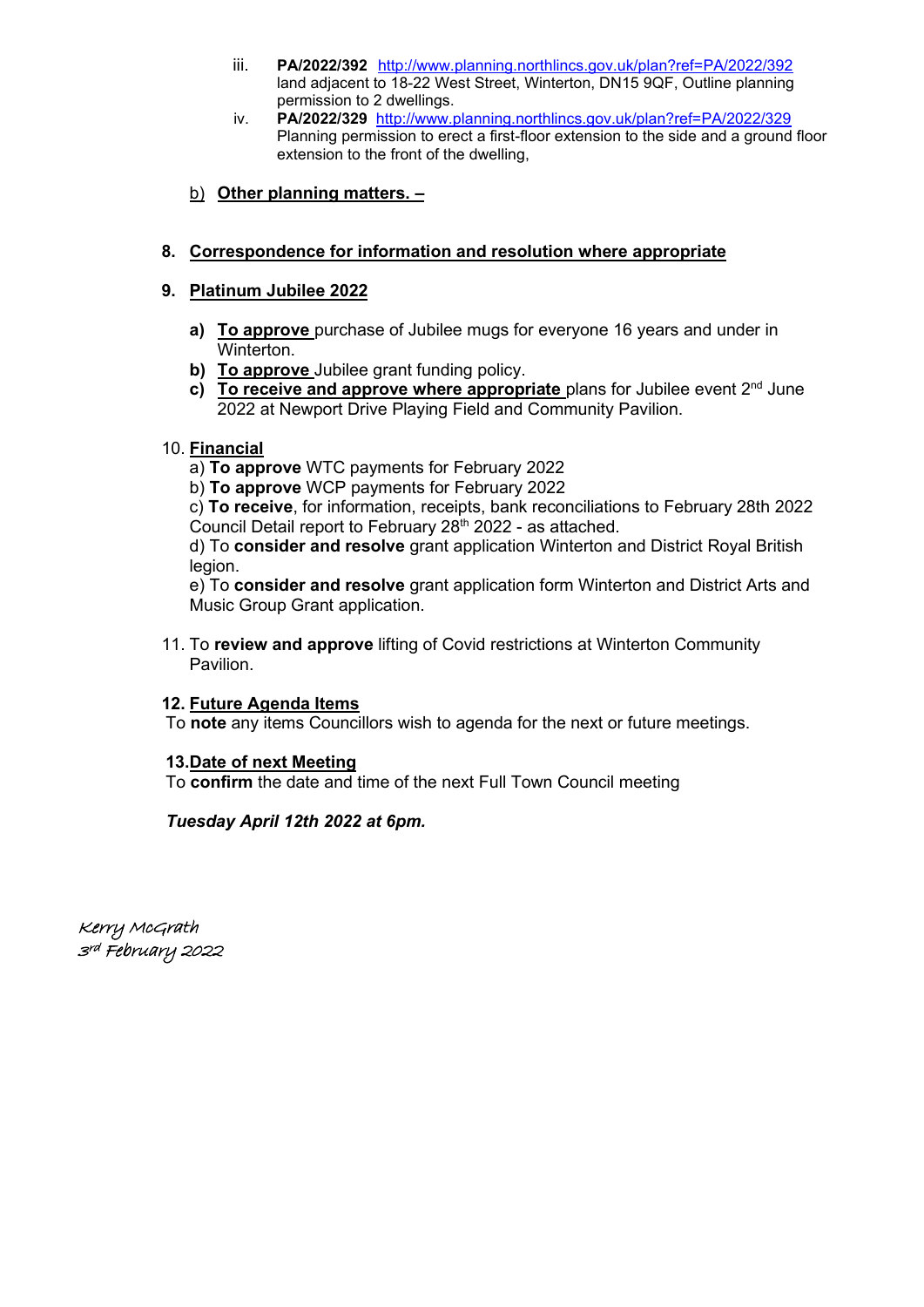iii. **PA/2022/392** http://www.planning.northlincs.gov.uk/plan?ref=PA/2022/392 land adjacent to 18-22 West Street, Winterton, DN15 9QF, Outline planning permission to 2 dwellings.

iv. **PA/2022/329** http://www.planning.northlincs.gov.uk/plan?ref=PA/2022/329 Planning permission to erect a first-floor extension to the side and a ground floor extension to the front of the dwelling,

b) **Other planning matters. –**

**8. Correspondence for information and resolution where appropriate**

**9. Platinum Jubilee 2022**

- **a) To approve** purchase of Jubilee mugs for everyone 16 years and under in Winterton.
- **b) To approve** Jubilee grant funding policy.
- **c) To receive and approve where appropriate** plans for Jubilee event 2nd June 2022 at Newport Drive Playing Field and Community Pavilion.

10. **Financial**

a) **To approve** WTC payments for February 2022

b) **To approve** WCP payments for February 2022

c) **To receive**, for information, receipts, bank reconciliations to February 28th 2022 Council Detail report to February 28th 2022 - as attached.

d) To **consider and resolve** grant application Winterton and District Royal British legion.

e) To **consider and resolve** grant application form Winterton and District Arts and Music Group Grant application.

11. To **review and approve** lifting of Covid restrictions at Winterton Community Pavilion.

**12. Future Agenda Items**

To **note** any items Councillors wish to agenda for the next or future meetings.

**13. Date of next Meeting**

To **confirm** the date and time of the next Full Town Council meeting

***Tuesday April 12th 2022 at 6pm.***

*Kerry McGrath*
*3rd February 2022*